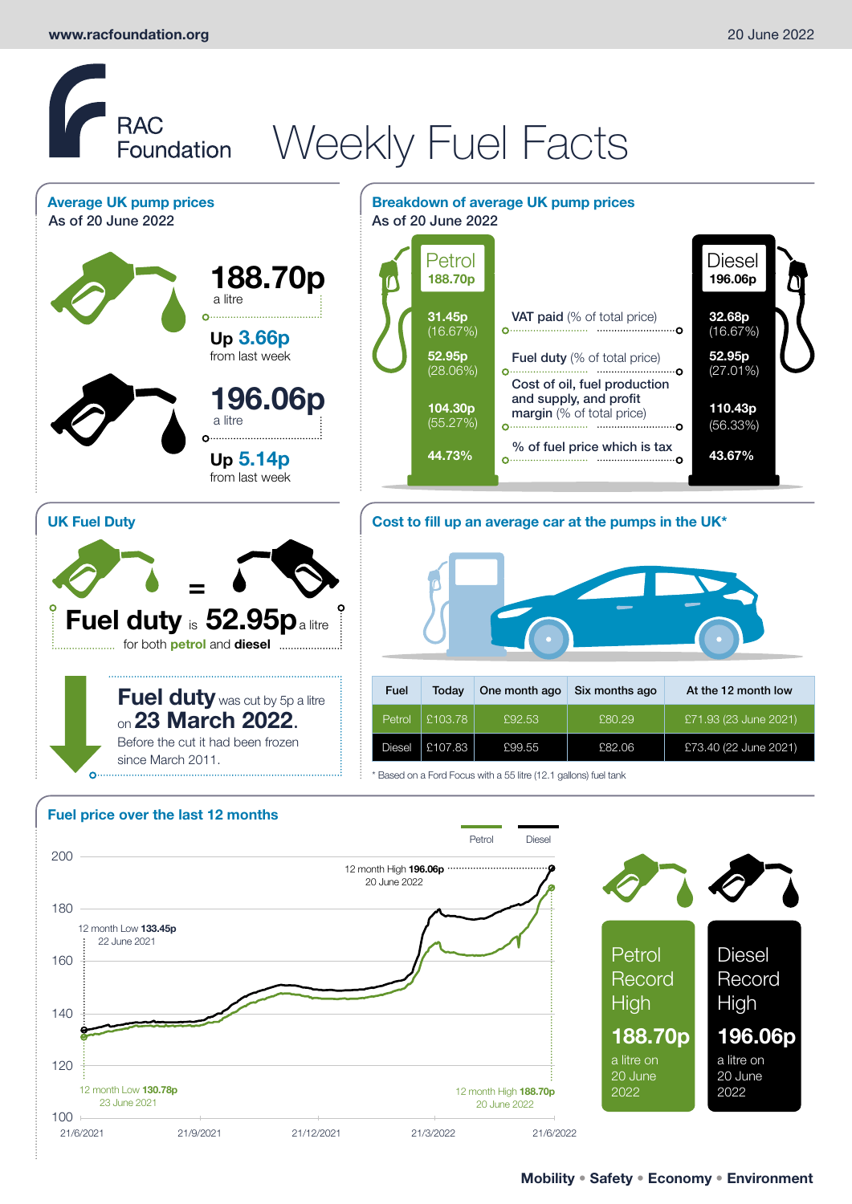# RAC Foundation — Weekly Fuel Facts

20 June 2022

## Average UK pump prices

As of 20 June 2022

**188.70p** a litre

Up **3.66p** from last week

**196.06p** a litre

Up **5.14p** from last week

## Breakdown of average UK pump prices

As of 20 June 2022

| | Petrol 188.70p | Diesel 196.06p |
|---|---|---|
| VAT paid (% of total price) | 31.45p (16.67%) | 32.68p (16.67%) |
| Fuel duty (% of total price) | 52.95p (28.06%) | 52.95p (27.01%) |
| Cost of oil, fuel production and supply, and profit margin (% of total price) | 104.30p (55.27%) | 110.43p (56.33%) |
| % of fuel price which is tax | 44.73% | 43.67% |

## UK Fuel Duty

**Fuel duty** is **52.95p** a litre for both **petrol** and **diesel**

**Fuel duty** was cut by 5p a litre on **23 March 2022**. Before the cut it had been frozen since March 2011.

## Cost to fill up an average car at the pumps in the UK*

| Fuel | Today | One month ago | Six months ago | At the 12 month low |
|---|---|---|---|---|
| Petrol | £103.78 | £92.53 | £80.29 | £71.93 (23 June 2021) |
| Diesel | £107.83 | £99.55 | £82.06 | £73.40 (22 June 2021) |

\* Based on a Ford Focus with a 55 litre (12.1 gallons) fuel tank

## Fuel price over the last 12 months

Petrol / Diesel

- 12 month High **196.06p** 20 June 2022 (Diesel)
- 12 month Low **133.45p** 22 June 2021 (Diesel)
- 12 month Low **130.78p** 23 June 2021 (Petrol)
- 12 month High **188.70p** 20 June 2022 (Petrol)

Petrol Record High **188.70p** a litre on 20 June 2022

Diesel Record High **196.06p** a litre on 20 June 2022

Mobility • Safety • Economy • Environment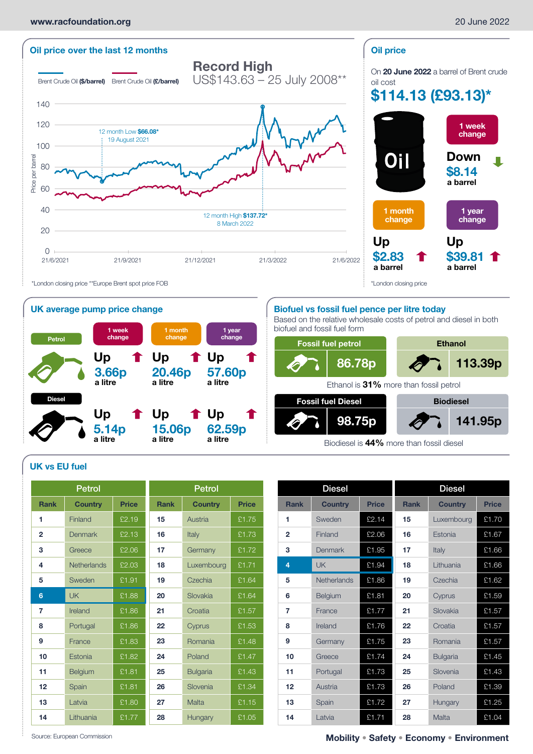## Oil price over the last 12 months

Brent Crude Oil ($/barrel) Brent Crude Oil (£/barrel)

**Record High**
US$143.63 – 25 July 2008**

140
120
100
80
60
40
20
0

Price per barrel

12 month Low **$66.08***
19 August 2021

12 month High **$137.72***
8 March 2022

21/6/2021 21/9/2021 21/12/2021 21/3/2022 21/6/2022

*London closing price **Europe Brent spot price FOB

## Oil price

On **20 June 2022** a barrel of Brent crude oil cost

**$114.13 (£93.13)***

Oil

**1 week change**
Down
**$8.14**
a barrel

**1 month change**
Up
**$2.83**
a barrel

**1 year change**
Up
**$39.81**
a barrel

*London closing price

## UK average pump price change

| | 1 week change | 1 month change | 1 year change |
|---|---|---|---|
| Petrol | Up **3.66p** a litre | Up **20.46p** a litre | Up **57.60p** a litre |
| Diesel | Up **5.14p** a litre | Up **15.06p** a litre | Up **62.59p** a litre |

## Biofuel vs fossil fuel pence per litre today

Based on the relative wholesale costs of petrol and diesel in both biofuel and fossil fuel form

| Fossil fuel petrol | Ethanol |
|---|---|
| 86.78p | 113.39p |

Ethanol is **31%** more than fossil petrol

| Fossil fuel Diesel | Biodiesel |
|---|---|
| 98.75p | 141.95p |

Biodiesel is **44%** more than fossil diesel

## UK vs EU fuel

**Petrol**

| Rank | Country | Price |
|---|---|---|
| 1 | Finland | £2.19 |
| 2 | Denmark | £2.13 |
| 3 | Greece | £2.06 |
| 4 | Netherlands | £2.03 |
| 5 | Sweden | £1.91 |
| 6 | UK | £1.88 |
| 7 | Ireland | £1.86 |
| 8 | Portugal | £1.86 |
| 9 | France | £1.83 |
| 10 | Estonia | £1.82 |
| 11 | Belgium | £1.81 |
| 12 | Spain | £1.81 |
| 13 | Latvia | £1.80 |
| 14 | Lithuania | £1.77 |
| 15 | Austria | £1.75 |
| 16 | Italy | £1.73 |
| 17 | Germany | £1.72 |
| 18 | Luxembourg | £1.71 |
| 19 | Czechia | £1.64 |
| 20 | Slovakia | £1.64 |
| 21 | Croatia | £1.57 |
| 22 | Cyprus | £1.53 |
| 23 | Romania | £1.48 |
| 24 | Poland | £1.47 |
| 25 | Bulgaria | £1.43 |
| 26 | Slovenia | £1.34 |
| 27 | Malta | £1.15 |
| 28 | Hungary | £1.05 |

**Diesel**

| Rank | Country | Price |
|---|---|---|
| 1 | Sweden | £2.14 |
| 2 | Finland | £2.06 |
| 3 | Denmark | £1.95 |
| 4 | UK | £1.94 |
| 5 | Netherlands | £1.86 |
| 6 | Belgium | £1.81 |
| 7 | France | £1.77 |
| 8 | Ireland | £1.76 |
| 9 | Germany | £1.75 |
| 10 | Greece | £1.74 |
| 11 | Portugal | £1.73 |
| 12 | Austria | £1.73 |
| 13 | Spain | £1.72 |
| 14 | Latvia | £1.71 |
| 15 | Luxembourg | £1.70 |
| 16 | Estonia | £1.67 |
| 17 | Italy | £1.66 |
| 18 | Lithuania | £1.66 |
| 19 | Czechia | £1.62 |
| 20 | Cyprus | £1.59 |
| 21 | Slovakia | £1.57 |
| 22 | Croatia | £1.57 |
| 23 | Romania | £1.57 |
| 24 | Bulgaria | £1.45 |
| 25 | Slovenia | £1.43 |
| 26 | Poland | £1.39 |
| 27 | Hungary | £1.25 |
| 28 | Malta | £1.04 |

Source: European Commission

**Mobility • Safety • Economy • Environment**